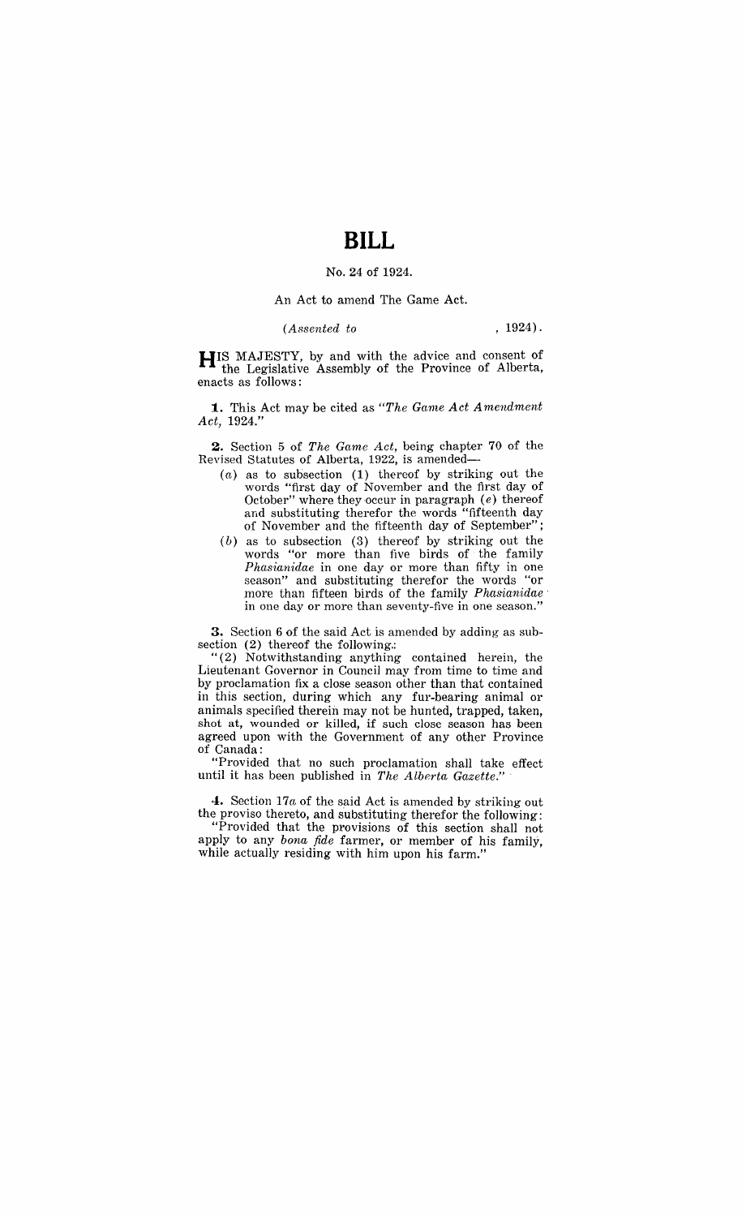# BILL

No. 24 of 1924.

An Act to amend The Game Act.

*(Assented to , 1924).*

HIS MAJESTY, by and with the advice and consent of the Legislative Assembly of the Province of Alberta, enacts as follows:

**1.** This Act may be cited as *"The Game Act Amendment Act, 1924."*

**2.** Section 5 of *The Game Act*, being chapter 70 of the Revised Statutes of Alberta, 1922, is amended—

(*a*) as to subsection (1) thereof by striking out the words "first day of November and the first day of October" where they occur in paragraph (*e*) thereof and substituting therefor the words "fifteenth day of November and the fifteenth day of September";

(*b*) as to subsection (3) thereof by striking out the words "or more than five birds of the family *Phasianidae* in one day or more than fifty in one season" and substituting therefor the words "or more than fifteen birds of the family *Phasianidae* in one day or more than seventy-five in one season."

**3.** Section 6 of the said Act is amended by adding as subsection (2) thereof the following:

"(2) Notwithstanding anything contained herein, the Lieutenant Governor in Council may from time to time and by proclamation fix a close season other than that contained in this section, during which any fur-bearing animal or animals specified therein may not be hunted, trapped, taken, shot at, wounded or killed, if such close season has been agreed upon with the Government of any other Province of Canada:

"Provided that no such proclamation shall take effect until it has been published in *The Alberta Gazette.*"

**4.** Section 17*a* of the said Act is amended by striking out the proviso thereto, and substituting therefor the following:

"Provided that the provisions of this section shall not apply to any *bona fide* farmer, or member of his family, while actually residing with him upon his farm."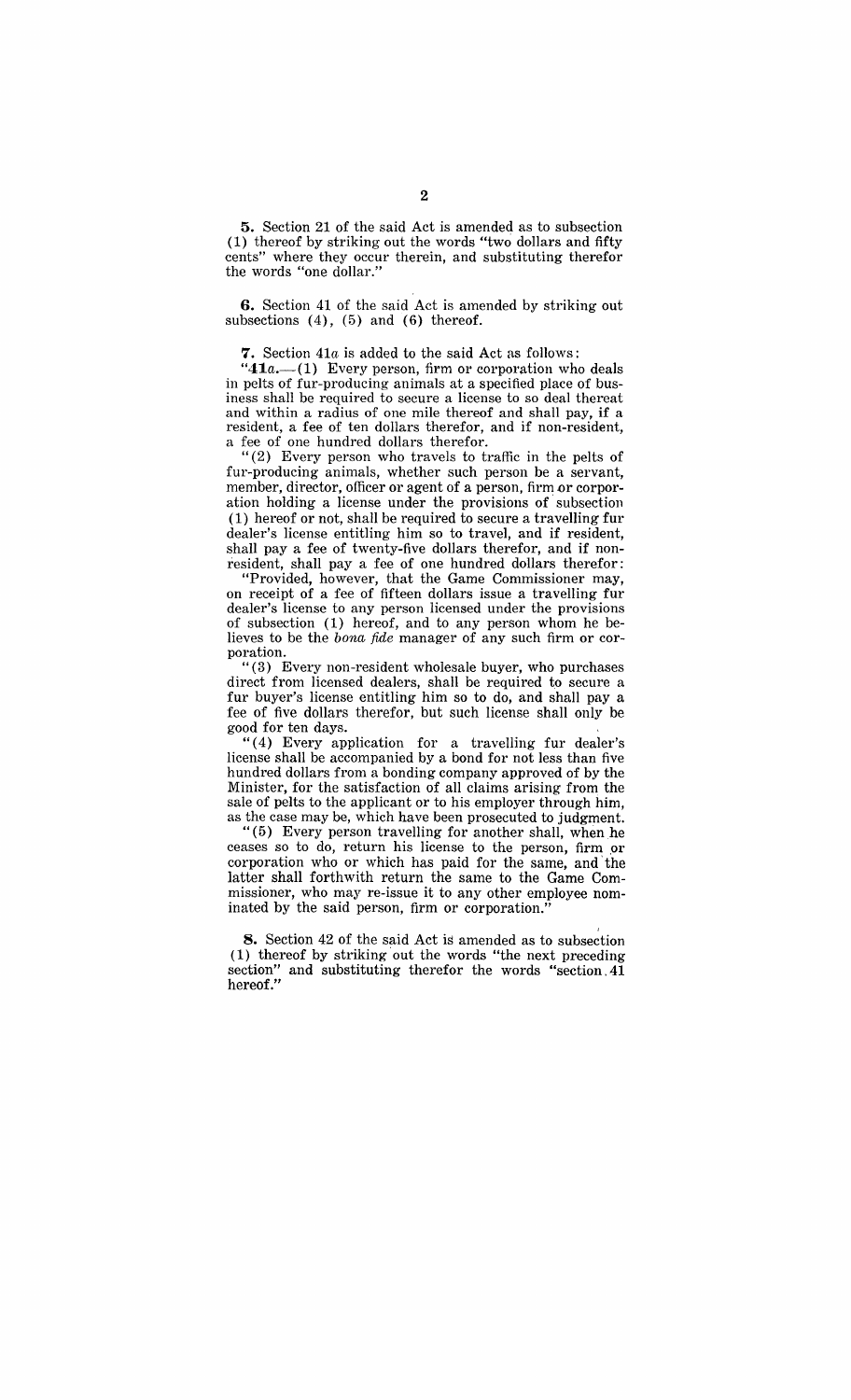**5.** Section 21 of the said Act is amended as to subsection (1) thereof by striking out the words "two dollars and fifty cents" where they occur therein, and substituting therefor the words "one dollar."

**6.** Section 41 of the said Act is amended by striking out subsections (4), (5) and (6) thereof.

**7.** Section 41*a* is added to the said Act as follows:

"**41***a*.—(1) Every person, firm or corporation who deals in pelts of fur-producing animals at a specified place of business shall be required to secure a license to so deal thereat and within a radius of one mile thereof and shall pay, if a resident, a fee of ten dollars therefor, and if non-resident, a fee of one hundred dollars therefor.

"(2) Every person who travels to traffic in the pelts of fur-producing animals, whether such person be a servant, member, director, officer or agent of a person, firm or corporation holding a license under the provisions of subsection (1) hereof or not, shall be required to secure a travelling fur dealer's license entitling him so to travel, and if resident, shall pay a fee of twenty-five dollars therefor, and if non-resident, shall pay a fee of one hundred dollars therefor:

"Provided, however, that the Game Commissioner may, on receipt of a fee of fifteen dollars issue a travelling fur dealer's license to any person licensed under the provisions of subsection (1) hereof, and to any person whom he believes to be the *bona fide* manager of any such firm or corporation.

"(3) Every non-resident wholesale buyer, who purchases direct from licensed dealers, shall be required to secure a fur buyer's license entitling him so to do, and shall pay a fee of five dollars therefor, but such license shall only be good for ten days.

"(4) Every application for a travelling fur dealer's license shall be accompanied by a bond for not less than five hundred dollars from a bonding company approved of by the Minister, for the satisfaction of all claims arising from the sale of pelts to the applicant or to his employer through him, as the case may be, which have been prosecuted to judgment.

"(5) Every person travelling for another shall, when he ceases so to do, return his license to the person, firm or corporation who or which has paid for the same, and the latter shall forthwith return the same to the Game Commissioner, who may re-issue it to any other employee nominated by the said person, firm or corporation."

**8.** Section 42 of the said Act is amended as to subsection (1) thereof by striking out the words "the next preceding section" and substituting therefor the words "section 41 hereof."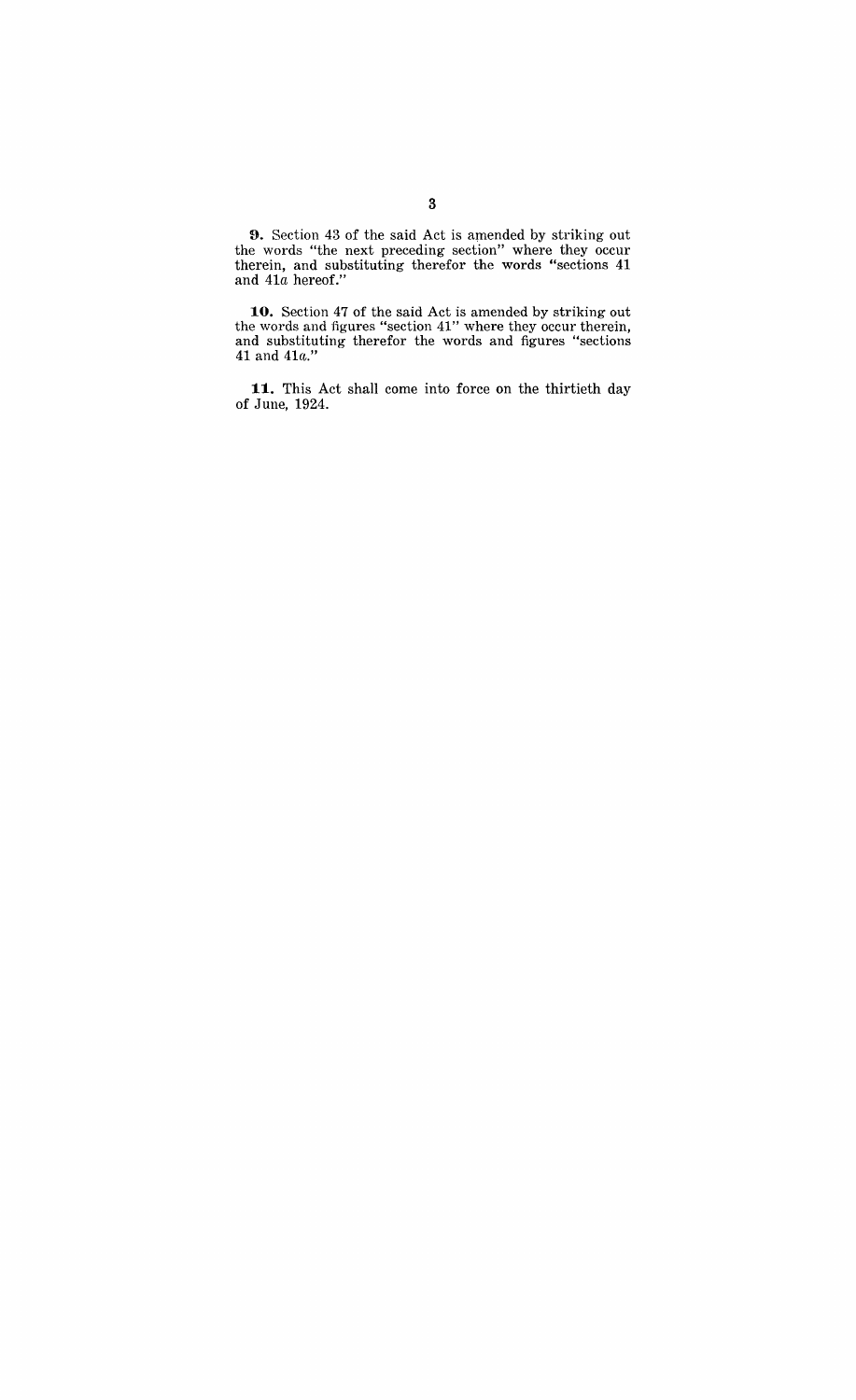**9.** Section 43 of the said Act is amended by striking out the words "the next preceding section" where they occur therein, and substituting therefor the words "sections 41 and 41*a* hereof."

**10.** Section 47 of the said Act is amended by striking out the words and figures "section 41" where they occur therein, and substituting therefor the words and figures "sections 41 and 41*a*."

**11.** This Act shall come into force on the thirtieth day of June, 1924.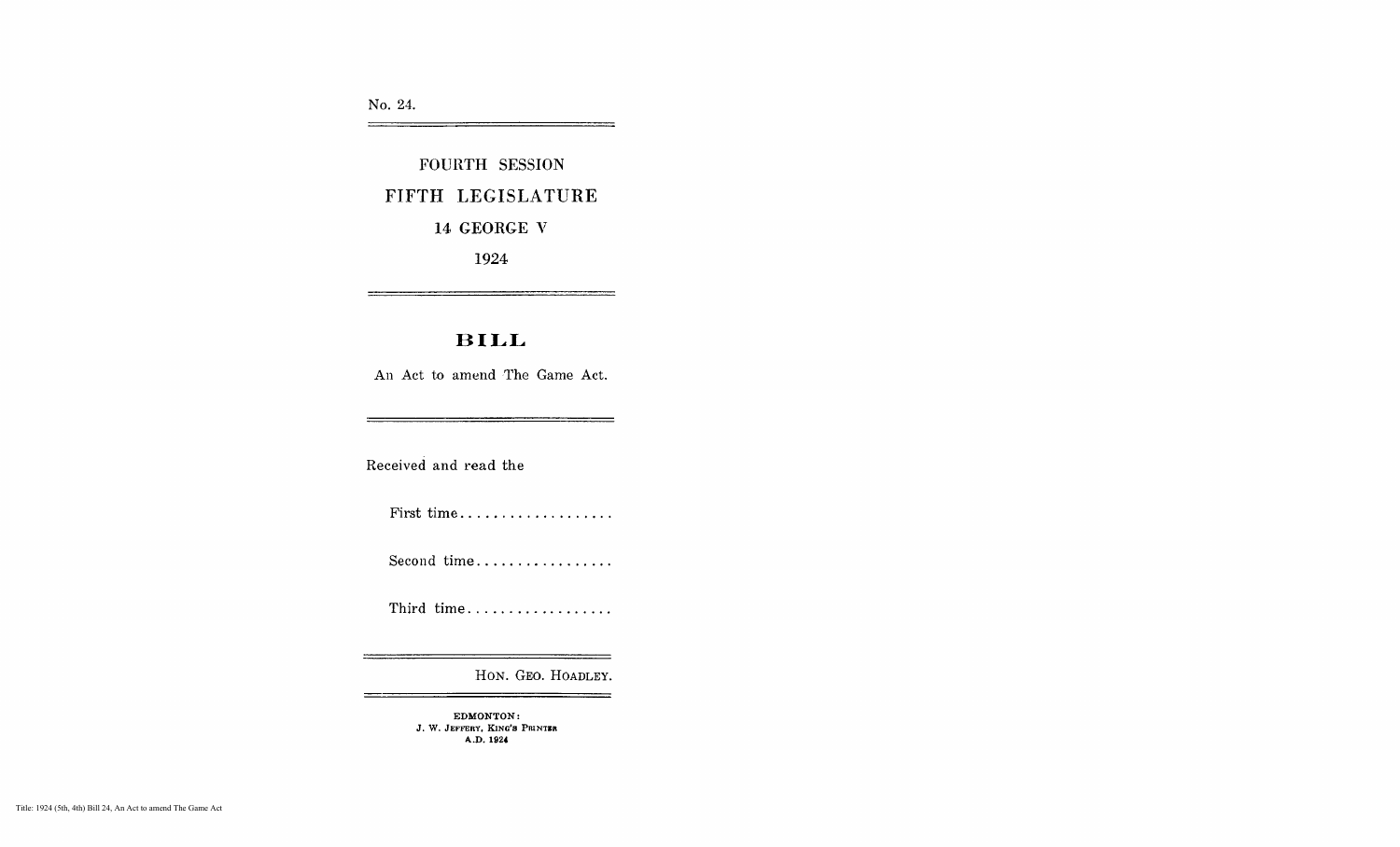No. 24.

FOURTH SESSION

FIFTH LEGISLATURE

14 GEORGE V

1924

# BILL

An Act to amend The Game Act.

Received and read the

First time..................

Second time................

Third time.................

HON. GEO. HOADLEY.

EDMONTON:
J. W. JEFFERY, KING'S PRINTER
A.D. 1924